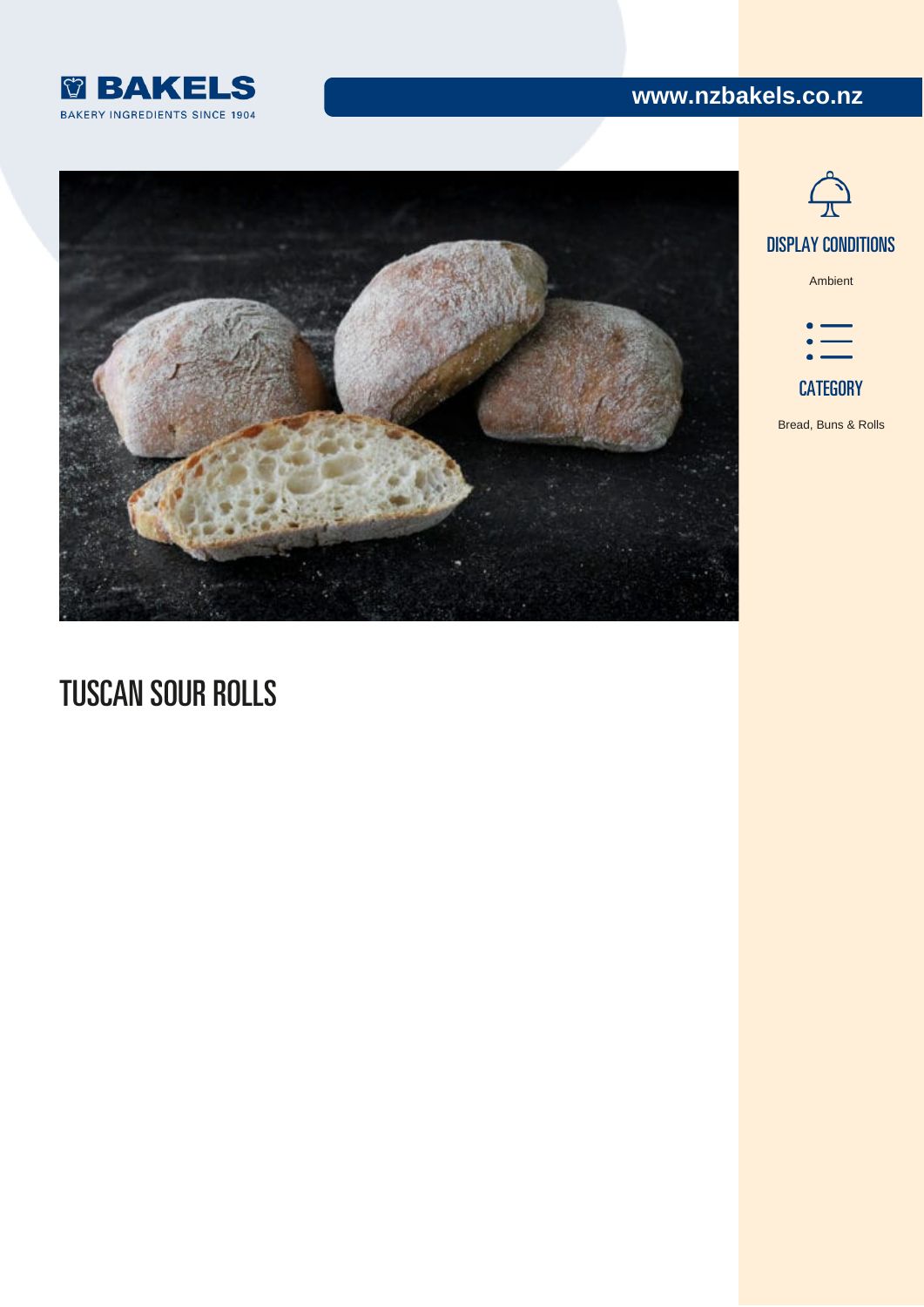BAKELS

BAKERY INGREDIENTS SINCE 1904

www.nzbakels.co.nz

# TUSCAN SOUR ROLLS

## DISPLAY CONDITIONS

Ambient

## CATEGORY

Bread, Buns & Rolls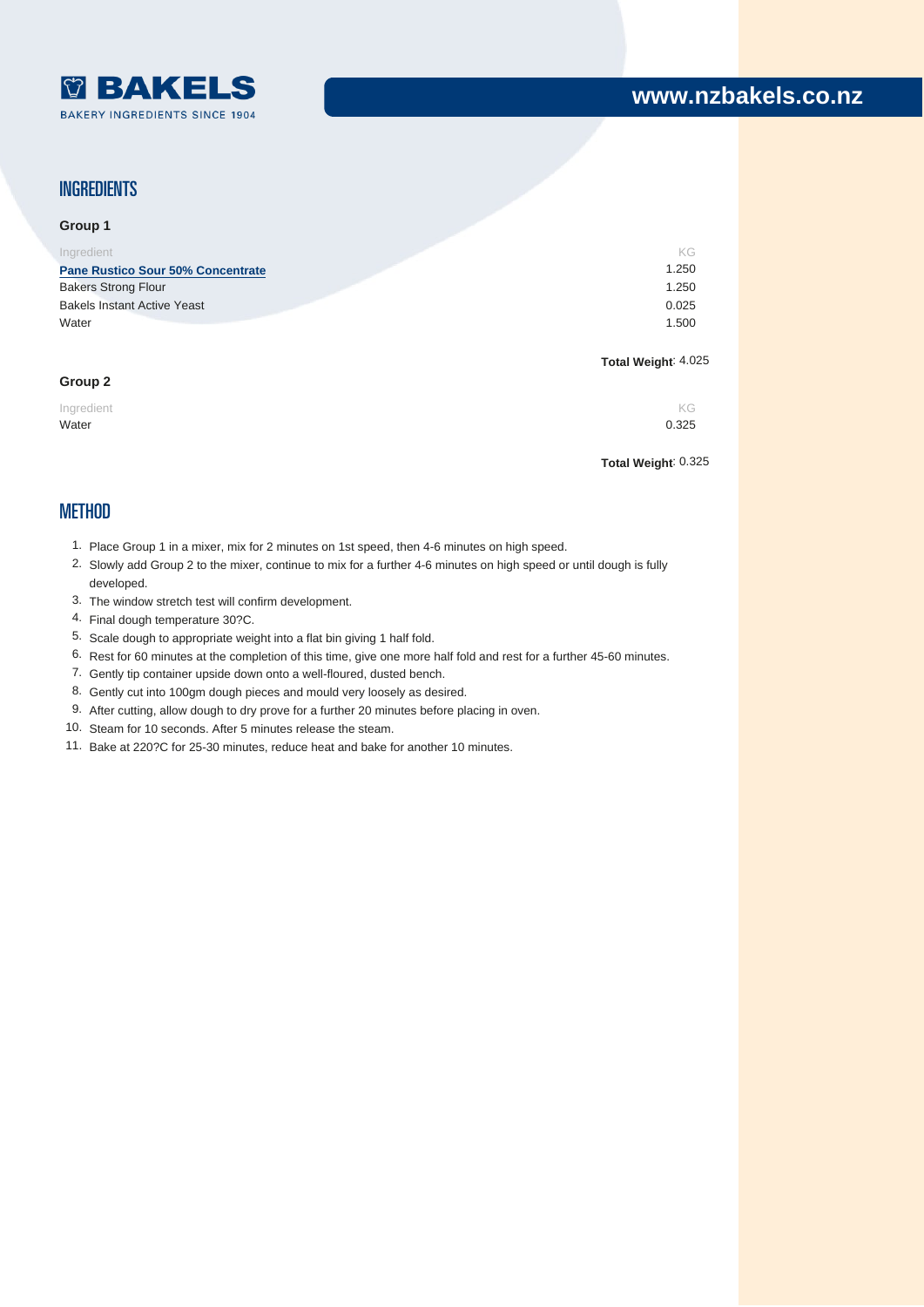## INGREDIENTS

### Group 1

| Ingredient | KG |
|---|---|
| Pane Rustico Sour 50% Concentrate | 1.250 |
| Bakers Strong Flour | 1.250 |
| Bakels Instant Active Yeast | 0.025 |
| Water | 1.500 |

**Total Weight**: 4.025

### Group 2

| Ingredient | KG |
|---|---|
| Water | 0.325 |

**Total Weight**: 0.325

## METHOD

1. Place Group 1 in a mixer, mix for 2 minutes on 1st speed, then 4-6 minutes on high speed.
2. Slowly add Group 2 to the mixer, continue to mix for a further 4-6 minutes on high speed or until dough is fully developed.
3. The window stretch test will confirm development.
4. Final dough temperature 30?C.
5. Scale dough to appropriate weight into a flat bin giving 1 half fold.
6. Rest for 60 minutes at the completion of this time, give one more half fold and rest for a further 45-60 minutes.
7. Gently tip container upside down onto a well-floured, dusted bench.
8. Gently cut into 100gm dough pieces and mould very loosely as desired.
9. After cutting, allow dough to dry prove for a further 20 minutes before placing in oven.
10. Steam for 10 seconds. After 5 minutes release the steam.
11. Bake at 220?C for 25-30 minutes, reduce heat and bake for another 10 minutes.